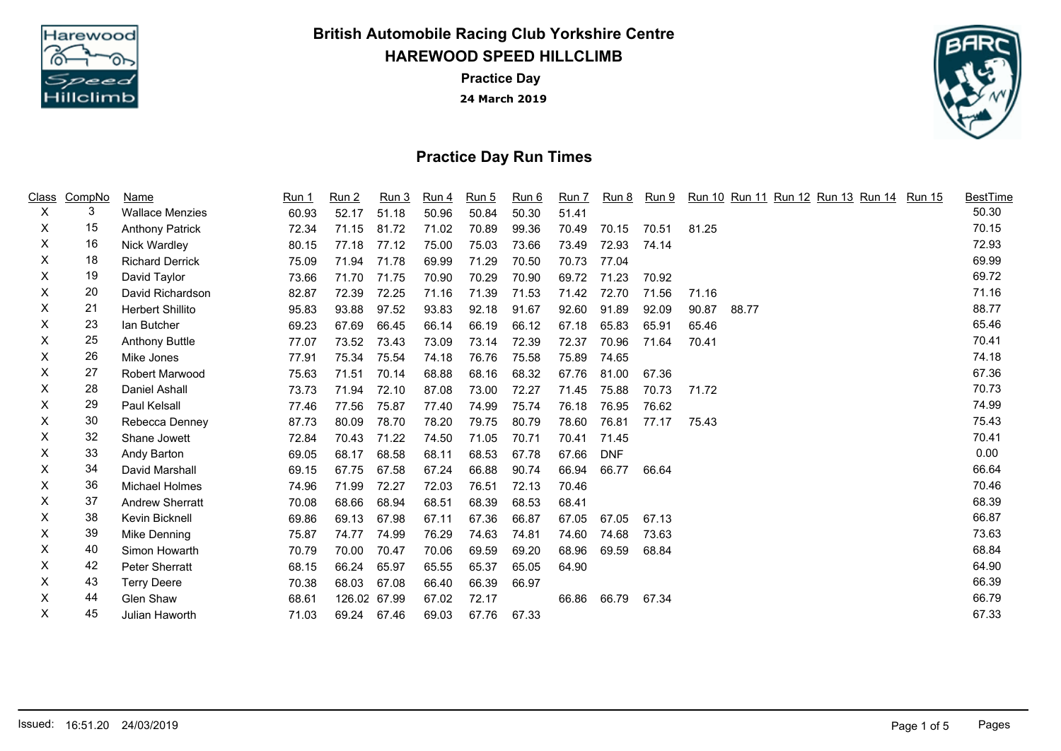# British Automobile Racing Club Yorkshire Centre

## HAREWOOD SPEED HILLCLIMB

### Practice Day

**24 March 2019**

## Practice Day Run Times

| Class | CompNo | Name | Run 1 | Run 2 | Run 3 | Run 4 | Run 5 | Run 6 | Run 7 | Run 8 | Run 9 | Run 10 | Run 11 | Run 12 | Run 13 | Run 14 | Run 15 | BestTime |
|---|---|---|---|---|---|---|---|---|---|---|---|---|---|---|---|---|---|---|
| X | 3 | Wallace Menzies | 60.93 | 52.17 | 51.18 | 50.96 | 50.84 | 50.30 | 51.41 | | | | | | | | | 50.30 |
| X | 15 | Anthony Patrick | 72.34 | 71.15 | 81.72 | 71.02 | 70.89 | 99.36 | 70.49 | 70.15 | 70.51 | 81.25 | | | | | | 70.15 |
| X | 16 | Nick Wardley | 80.15 | 77.18 | 77.12 | 75.00 | 75.03 | 73.66 | 73.49 | 72.93 | 74.14 | | | | | | | 72.93 |
| X | 18 | Richard Derrick | 75.09 | 71.94 | 71.78 | 69.99 | 71.29 | 70.50 | 70.73 | 77.04 | | | | | | | | 69.99 |
| X | 19 | David Taylor | 73.66 | 71.70 | 71.75 | 70.90 | 70.29 | 70.90 | 69.72 | 71.23 | 70.92 | | | | | | | 69.72 |
| X | 20 | David Richardson | 82.87 | 72.39 | 72.25 | 71.16 | 71.39 | 71.53 | 71.42 | 72.70 | 71.56 | 71.16 | | | | | | 71.16 |
| X | 21 | Herbert Shillito | 95.83 | 93.88 | 97.52 | 93.83 | 92.18 | 91.67 | 92.60 | 91.89 | 92.09 | 90.87 | 88.77 | | | | | 88.77 |
| X | 23 | Ian Butcher | 69.23 | 67.69 | 66.45 | 66.14 | 66.19 | 66.12 | 67.18 | 65.83 | 65.91 | 65.46 | | | | | | 65.46 |
| X | 25 | Anthony Buttle | 77.07 | 73.52 | 73.43 | 73.09 | 73.14 | 72.39 | 72.37 | 70.96 | 71.64 | 70.41 | | | | | | 70.41 |
| X | 26 | Mike Jones | 77.91 | 75.34 | 75.54 | 74.18 | 76.76 | 75.58 | 75.89 | 74.65 | | | | | | | | 74.18 |
| X | 27 | Robert Marwood | 75.63 | 71.51 | 70.14 | 68.88 | 68.16 | 68.32 | 67.76 | 81.00 | 67.36 | | | | | | | 67.36 |
| X | 28 | Daniel Ashall | 73.73 | 71.94 | 72.10 | 87.08 | 73.00 | 72.27 | 71.45 | 75.88 | 70.73 | 71.72 | | | | | | 70.73 |
| X | 29 | Paul Kelsall | 77.46 | 77.56 | 75.87 | 77.40 | 74.99 | 75.74 | 76.18 | 76.95 | 76.62 | | | | | | | 74.99 |
| X | 30 | Rebecca Denney | 87.73 | 80.09 | 78.70 | 78.20 | 79.75 | 80.79 | 78.60 | 76.81 | 77.17 | 75.43 | | | | | | 75.43 |
| X | 32 | Shane Jowett | 72.84 | 70.43 | 71.22 | 74.50 | 71.05 | 70.71 | 70.41 | 71.45 | | | | | | | | 70.41 |
| X | 33 | Andy Barton | 69.05 | 68.17 | 68.58 | 68.11 | 68.53 | 67.78 | 67.66 | DNF | | | | | | | | 0.00 |
| X | 34 | David Marshall | 69.15 | 67.75 | 67.58 | 67.24 | 66.88 | 90.74 | 66.94 | 66.77 | 66.64 | | | | | | | 66.64 |
| X | 36 | Michael Holmes | 74.96 | 71.99 | 72.27 | 72.03 | 76.51 | 72.13 | 70.46 | | | | | | | | | 70.46 |
| X | 37 | Andrew Sherratt | 70.08 | 68.66 | 68.94 | 68.51 | 68.39 | 68.53 | 68.41 | | | | | | | | | 68.39 |
| X | 38 | Kevin Bicknell | 69.86 | 69.13 | 67.98 | 67.11 | 67.36 | 66.87 | 67.05 | 67.05 | 67.13 | | | | | | | 66.87 |
| X | 39 | Mike Denning | 75.87 | 74.77 | 74.99 | 76.29 | 74.63 | 74.81 | 74.60 | 74.68 | 73.63 | | | | | | | 73.63 |
| X | 40 | Simon Howarth | 70.79 | 70.00 | 70.47 | 70.06 | 69.59 | 69.20 | 68.96 | 69.59 | 68.84 | | | | | | | 68.84 |
| X | 42 | Peter Sherratt | 68.15 | 66.24 | 65.97 | 65.55 | 65.37 | 65.05 | 64.90 | | | | | | | | | 64.90 |
| X | 43 | Terry Deere | 70.38 | 68.03 | 67.08 | 66.40 | 66.39 | 66.97 | | | | | | | | | | 66.39 |
| X | 44 | Glen Shaw | 68.61 | 126.02 | 67.99 | 67.02 | 72.17 | | 66.86 | 66.79 | 67.34 | | | | | | | 66.79 |
| X | 45 | Julian Haworth | 71.03 | 69.24 | 67.46 | 69.03 | 67.76 | 67.33 | | | | | | | | | | 67.33 |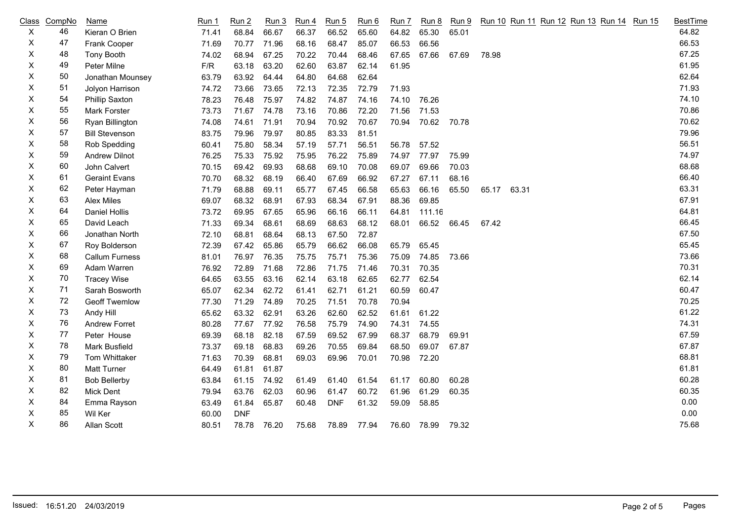| Class | CompNo | Name | Run 1 | Run 2 | Run 3 | Run 4 | Run 5 | Run 6 | Run 7 | Run 8 | Run 9 | Run 10 | Run 11 | Run 12 | Run 13 | Run 14 | Run 15 | BestTime |
|---|---|---|---|---|---|---|---|---|---|---|---|---|---|---|---|---|---|---|
| X | 46 | Kieran O Brien | 71.41 | 68.84 | 66.67 | 66.37 | 66.52 | 65.60 | 64.82 | 65.30 | 65.01 | | | | | | | 64.82 |
| X | 47 | Frank Cooper | 71.69 | 70.77 | 71.96 | 68.16 | 68.47 | 85.07 | 66.53 | 66.56 | | | | | | | | 66.53 |
| X | 48 | Tony Booth | 74.02 | 68.94 | 67.25 | 70.22 | 70.44 | 68.46 | 67.65 | 67.66 | 67.69 | 78.98 | | | | | | 67.25 |
| X | 49 | Peter Milne | F/R | 63.18 | 63.20 | 62.60 | 63.87 | 62.14 | 61.95 | | | | | | | | | 61.95 |
| X | 50 | Jonathan Mounsey | 63.79 | 63.92 | 64.44 | 64.80 | 64.68 | 62.64 | | | | | | | | | | 62.64 |
| X | 51 | Jolyon Harrison | 74.72 | 73.66 | 73.65 | 72.13 | 72.35 | 72.79 | 71.93 | | | | | | | | | 71.93 |
| X | 54 | Phillip Saxton | 78.23 | 76.48 | 75.97 | 74.82 | 74.87 | 74.16 | 74.10 | 76.26 | | | | | | | | 74.10 |
| X | 55 | Mark Forster | 73.73 | 71.67 | 74.78 | 73.16 | 70.86 | 72.20 | 71.56 | 71.53 | | | | | | | | 70.86 |
| X | 56 | Ryan Billington | 74.08 | 74.61 | 71.91 | 70.94 | 70.92 | 70.67 | 70.94 | 70.62 | 70.78 | | | | | | | 70.62 |
| X | 57 | Bill Stevenson | 83.75 | 79.96 | 79.97 | 80.85 | 83.33 | 81.51 | | | | | | | | | | 79.96 |
| X | 58 | Rob Spedding | 60.41 | 75.80 | 58.34 | 57.19 | 57.71 | 56.51 | 56.78 | 57.52 | | | | | | | | 56.51 |
| X | 59 | Andrew Dilnot | 76.25 | 75.33 | 75.92 | 75.95 | 76.22 | 75.89 | 74.97 | 77.97 | 75.99 | | | | | | | 74.97 |
| X | 60 | John Calvert | 70.15 | 69.42 | 69.93 | 68.68 | 69.10 | 70.08 | 69.07 | 69.66 | 70.03 | | | | | | | 68.68 |
| X | 61 | Geraint Evans | 70.70 | 68.32 | 68.19 | 66.40 | 67.69 | 66.92 | 67.27 | 67.11 | 68.16 | | | | | | | 66.40 |
| X | 62 | Peter Hayman | 71.79 | 68.88 | 69.11 | 65.77 | 67.45 | 66.58 | 65.63 | 66.16 | 65.50 | 65.17 | 63.31 | | | | | 63.31 |
| X | 63 | Alex Miles | 69.07 | 68.32 | 68.91 | 67.93 | 68.34 | 67.91 | 88.36 | 69.85 | | | | | | | | 67.91 |
| X | 64 | Daniel Hollis | 73.72 | 69.95 | 67.65 | 65.96 | 66.16 | 66.11 | 64.81 | 111.16 | | | | | | | | 64.81 |
| X | 65 | David Leach | 71.33 | 69.34 | 68.61 | 68.69 | 68.63 | 68.12 | 68.01 | 66.52 | 66.45 | 67.42 | | | | | | 66.45 |
| X | 66 | Jonathan North | 72.10 | 68.81 | 68.64 | 68.13 | 67.50 | 72.87 | | | | | | | | | | 67.50 |
| X | 67 | Roy Bolderson | 72.39 | 67.42 | 65.86 | 65.79 | 66.62 | 66.08 | 65.79 | 65.45 | | | | | | | | 65.45 |
| X | 68 | Callum Furness | 81.01 | 76.97 | 76.35 | 75.75 | 75.71 | 75.36 | 75.09 | 74.85 | 73.66 | | | | | | | 73.66 |
| X | 69 | Adam Warren | 76.92 | 72.89 | 71.68 | 72.86 | 71.75 | 71.46 | 70.31 | 70.35 | | | | | | | | 70.31 |
| X | 70 | Tracey Wise | 64.65 | 63.55 | 63.16 | 62.14 | 63.18 | 62.65 | 62.77 | 62.54 | | | | | | | | 62.14 |
| X | 71 | Sarah Bosworth | 65.07 | 62.34 | 62.72 | 61.41 | 62.71 | 61.21 | 60.59 | 60.47 | | | | | | | | 60.47 |
| X | 72 | Geoff Twemlow | 77.30 | 71.29 | 74.89 | 70.25 | 71.51 | 70.78 | 70.94 | | | | | | | | | 70.25 |
| X | 73 | Andy Hill | 65.62 | 63.32 | 62.91 | 63.26 | 62.60 | 62.52 | 61.61 | 61.22 | | | | | | | | 61.22 |
| X | 76 | Andrew Forret | 80.28 | 77.67 | 77.92 | 76.58 | 75.79 | 74.90 | 74.31 | 74.55 | | | | | | | | 74.31 |
| X | 77 | Peter House | 69.39 | 68.18 | 82.18 | 67.59 | 69.52 | 67.99 | 68.37 | 68.79 | 69.91 | | | | | | | 67.59 |
| X | 78 | Mark Busfield | 73.37 | 69.18 | 68.83 | 69.26 | 70.55 | 69.84 | 68.50 | 69.07 | 67.87 | | | | | | | 67.87 |
| X | 79 | Tom Whittaker | 71.63 | 70.39 | 68.81 | 69.03 | 69.96 | 70.01 | 70.98 | 72.20 | | | | | | | | 68.81 |
| X | 80 | Matt Turner | 64.49 | 61.81 | 61.87 | | | | | | | | | | | | | 61.81 |
| X | 81 | Bob Bellerby | 63.84 | 61.15 | 74.92 | 61.49 | 61.40 | 61.54 | 61.17 | 60.80 | 60.28 | | | | | | | 60.28 |
| X | 82 | Mick Dent | 79.94 | 63.76 | 62.03 | 60.96 | 61.47 | 60.72 | 61.96 | 61.29 | 60.35 | | | | | | | 60.35 |
| X | 84 | Emma Rayson | 63.49 | 61.84 | 65.87 | 60.48 | DNF | 61.32 | 59.09 | 58.85 | | | | | | | | 0.00 |
| X | 85 | Wil Ker | 60.00 | DNF | | | | | | | | | | | | | | 0.00 |
| X | 86 | Allan Scott | 80.51 | 78.78 | 76.20 | 75.68 | 78.89 | 77.94 | 76.60 | 78.99 | 79.32 | | | | | | | 75.68 |

Issued: 16:51.20 24/03/2019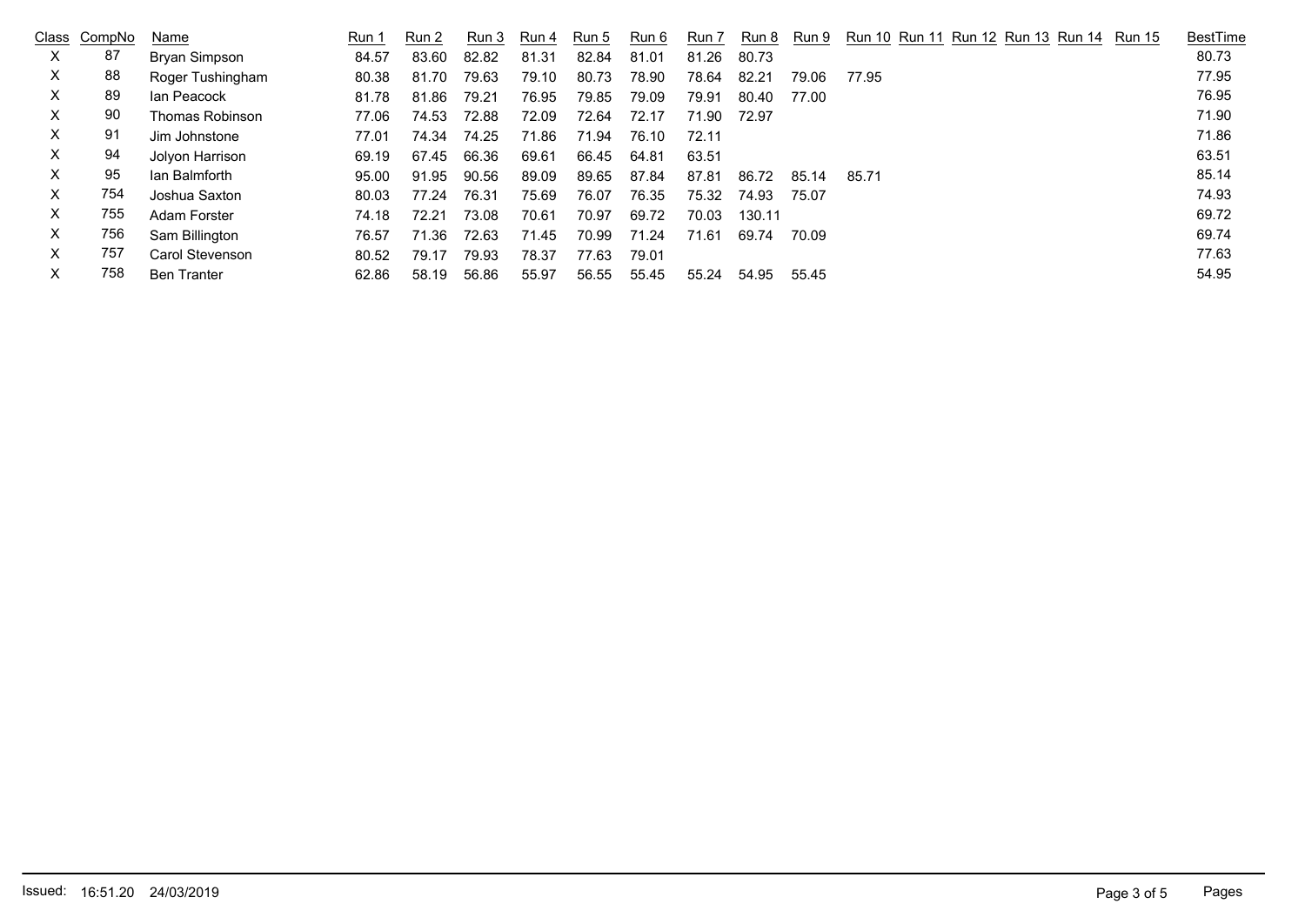| Class | CompNo | Name | Run 1 | Run 2 | Run 3 | Run 4 | Run 5 | Run 6 | Run 7 | Run 8 | Run 9 | Run 10 | Run 11 | Run 12 | Run 13 | Run 14 | Run 15 | BestTime |
|---|---|---|---|---|---|---|---|---|---|---|---|---|---|---|---|---|---|---|
| X | 87 | Bryan Simpson | 84.57 | 83.60 | 82.82 | 81.31 | 82.84 | 81.01 | 81.26 | 80.73 | | | | | | | | 80.73 |
| X | 88 | Roger Tushingham | 80.38 | 81.70 | 79.63 | 79.10 | 80.73 | 78.90 | 78.64 | 82.21 | 79.06 | 77.95 | | | | | | 77.95 |
| X | 89 | Ian Peacock | 81.78 | 81.86 | 79.21 | 76.95 | 79.85 | 79.09 | 79.91 | 80.40 | 77.00 | | | | | | | 76.95 |
| X | 90 | Thomas Robinson | 77.06 | 74.53 | 72.88 | 72.09 | 72.64 | 72.17 | 71.90 | 72.97 | | | | | | | | 71.90 |
| X | 91 | Jim Johnstone | 77.01 | 74.34 | 74.25 | 71.86 | 71.94 | 76.10 | 72.11 | | | | | | | | | 71.86 |
| X | 94 | Jolyon Harrison | 69.19 | 67.45 | 66.36 | 69.61 | 66.45 | 64.81 | 63.51 | | | | | | | | | 63.51 |
| X | 95 | Ian Balmforth | 95.00 | 91.95 | 90.56 | 89.09 | 89.65 | 87.84 | 87.81 | 86.72 | 85.14 | 85.71 | | | | | | 85.14 |
| X | 754 | Joshua Saxton | 80.03 | 77.24 | 76.31 | 75.69 | 76.07 | 76.35 | 75.32 | 74.93 | 75.07 | | | | | | | 74.93 |
| X | 755 | Adam Forster | 74.18 | 72.21 | 73.08 | 70.61 | 70.97 | 69.72 | 70.03 | 130.11 | | | | | | | | 69.72 |
| X | 756 | Sam Billington | 76.57 | 71.36 | 72.63 | 71.45 | 70.99 | 71.24 | 71.61 | 69.74 | 70.09 | | | | | | | 69.74 |
| X | 757 | Carol Stevenson | 80.52 | 79.17 | 79.93 | 78.37 | 77.63 | 79.01 | | | | | | | | | | 77.63 |
| X | 758 | Ben Tranter | 62.86 | 58.19 | 56.86 | 55.97 | 56.55 | 55.45 | 55.24 | 54.95 | 55.45 | | | | | | | 54.95 |

Issued: 16:51.20 24/03/2019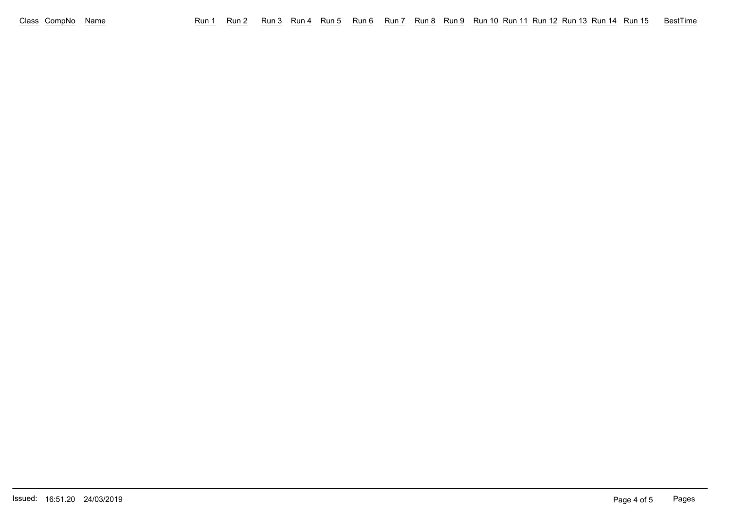| Class | CompNo | Name | Run 1 | Run 2 | Run 3 | Run 4 | Run 5 | Run 6 | Run 7 | Run 8 | Run 9 | Run 10 | Run 11 | Run 12 | Run 13 | Run 14 | Run 15 | BestTime |
|---|---|---|---|---|---|---|---|---|---|---|---|---|---|---|---|---|---|---|

Issued: 16:51.20 24/03/2019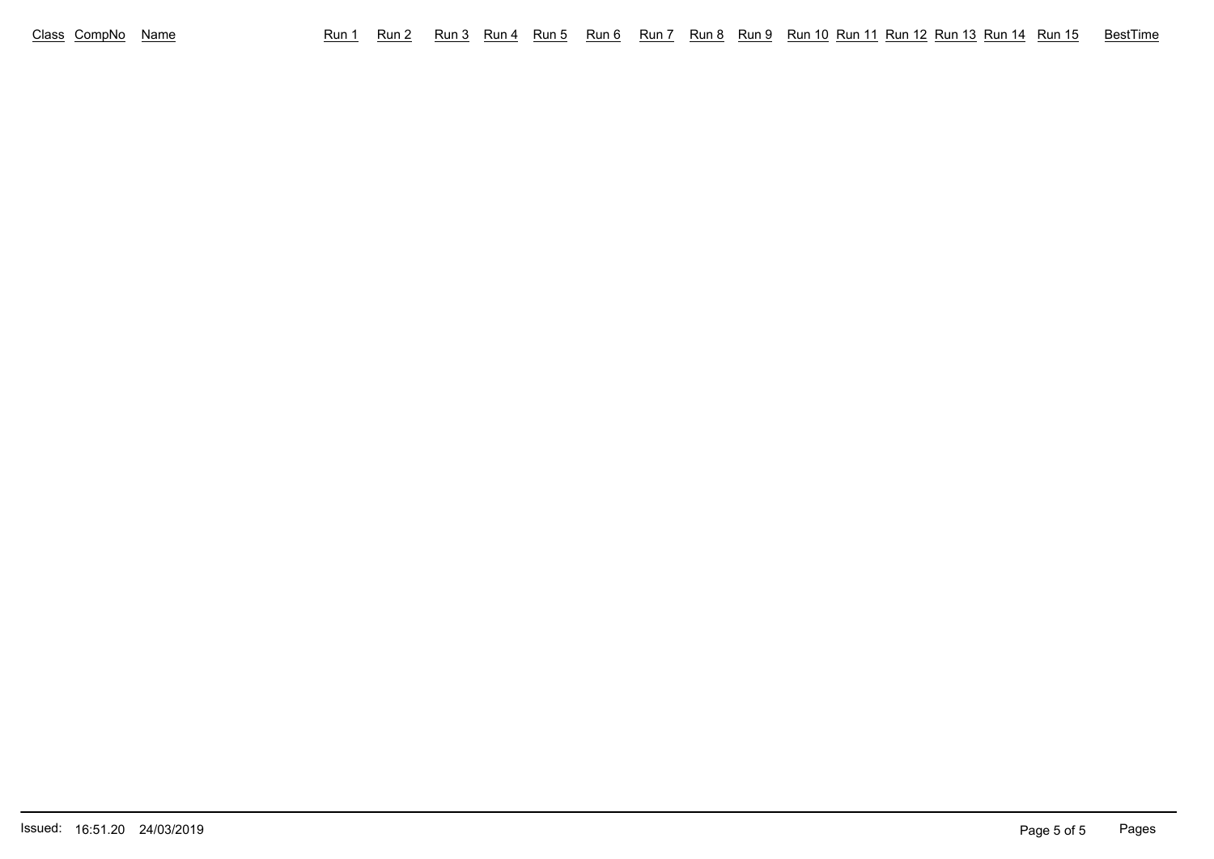| Class | CompNo | Name | Run 1 | Run 2 | Run 3 | Run 4 | Run 5 | Run 6 | Run 7 | Run 8 | Run 9 | Run 10 | Run 11 | Run 12 | Run 13 | Run 14 | Run 15 | BestTime |
|---|---|---|---|---|---|---|---|---|---|---|---|---|---|---|---|---|---|---|

Issued: 16:51.20 24/03/2019